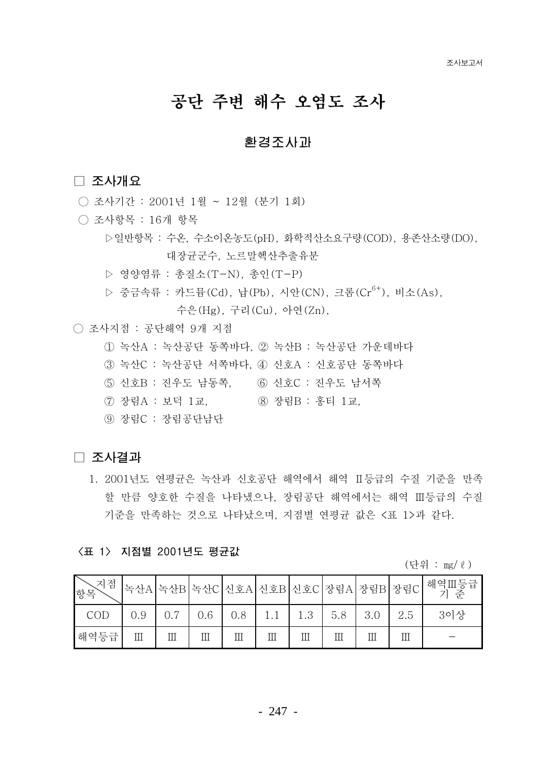# 공단 주변 해수 오염도 조사

## 환경조사과

### □ 조사개요

○ 조사기간 : 2001년 1월 ~ 12월 (분기 1회)

○ 조사항목 : 16개 항목

▷일반항목 : 수온, 수소이온농도(pH), 화학적산소요구량(COD), 용존산소량(DO), 대장균군수, 노르말헥산추출유분

▷ 영양염류 : 총질소(T-N), 총인(T-P)

▷ 중금속류 : 카드뮴(Cd), 납(Pb), 시안(CN), 크롬($Cr^{6+}$), 비소(As), 수은(Hg), 구리(Cu), 아연(Zn),

○ 조사지점 : 공단해역 9개 지점

① 녹산A : 녹산공단 동쪽바다, ② 녹산B : 녹산공단 가운데바다

③ 녹산C : 녹산공단 서쪽바다, ④ 신호A : 신호공단 동쪽바다

⑤ 신호B : 진우도 남동쪽, ⑥ 신호C : 진우도 남서쪽

⑦ 장림A : 보덕 1교, ⑧ 장림B : 홍티 1교,

⑨ 장림C : 장림공단남단

### □ 조사결과

1. 2001년도 연평균은 녹산과 신호공단 해역에서 해역 Ⅱ등급의 수질 기준을 만족할 만큼 양호한 수질을 나타냈으나, 장림공단 해역에서는 해역 Ⅲ등급의 수질 기준을 만족하는 것으로 나타났으며, 지점별 연평균 값은 <표 1>과 같다.

**<표 1> 지점별 2001년도 평균값**

(단위 : mg/ℓ)

| 항목＼지점 | 녹산A | 녹산B | 녹산C | 신호A | 신호B | 신호C | 장림A | 장림B | 장림C | 해역Ⅲ등급 기 준 |
|---|---|---|---|---|---|---|---|---|---|---|
| COD | 0.9 | 0.7 | 0.6 | 0.8 | 1.1 | 1.3 | 5.8 | 3.0 | 2.5 | 3이상 |
| 해역등급 | Ⅲ | Ⅲ | Ⅲ | Ⅲ | Ⅲ | Ⅲ | Ⅲ | Ⅲ | Ⅲ | - |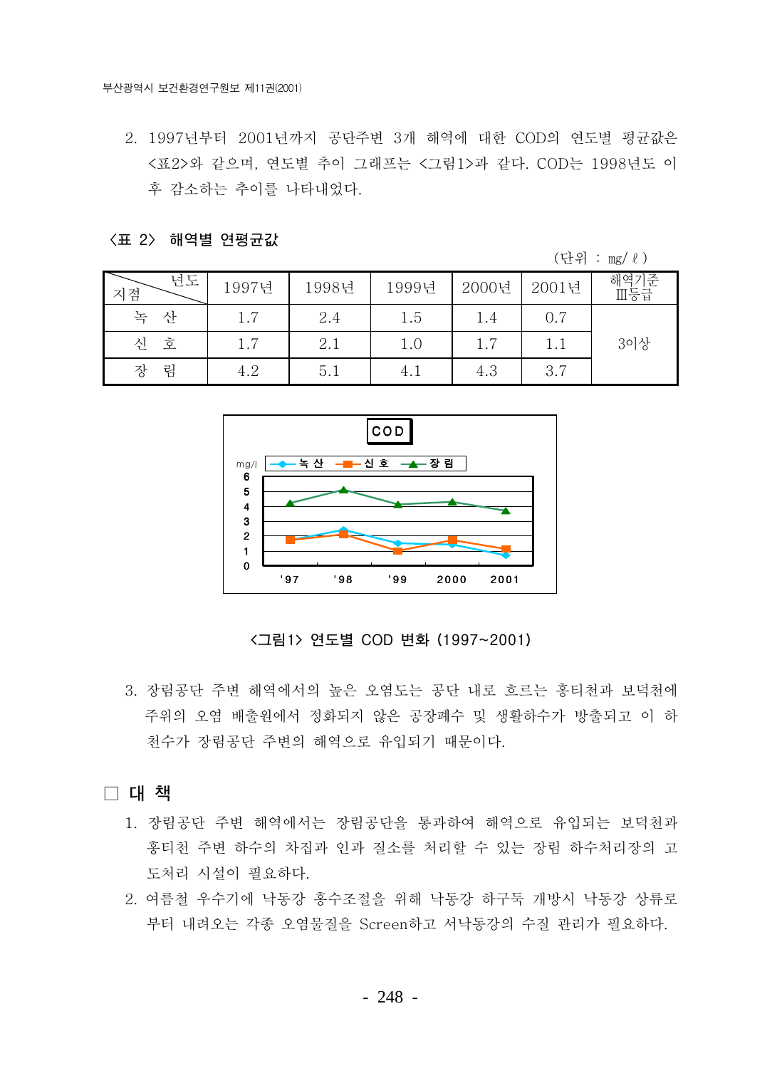2. 1997년부터 2001년까지 공단주변 3개 해역에 대한 COD의 연도별 평균값은 <표2>와 같으며, 연도별 추이 그래프는 <그림1>과 같다. COD는 1998년도 이후 감소하는 추이를 나타내었다.

**<표 2> 해역별 연평균값**

(단위 : mg/ ℓ )

| 년도 / 지점 | 1997년 | 1998년 | 1999년 | 2000년 | 2001년 | 해역기준 Ⅲ등급 |
|---|---|---|---|---|---|---|
| 녹 산 | 1.7 | 2.4 | 1.5 | 1.4 | 0.7 | 3이상 |
| 신 호 | 1.7 | 2.1 | 1.0 | 1.7 | 1.1 | |
| 장 림 | 4.2 | 5.1 | 4.1 | 4.3 | 3.7 | |

COD

mg/l

녹 산 신 호 장 림

6
5
4
3
2
1
0

'97 '98 '99 2000 2001

**<그림1> 연도별 COD 변화 (1997~2001)**

3. 장림공단 주변 해역에서의 높은 오염도는 공단 내로 흐르는 홍티천과 보덕천에 주위의 오염 배출원에서 정화되지 않은 공장폐수 및 생활하수가 방출되고 이 하천수가 장림공단 주변의 해역으로 유입되기 때문이다.

## □ 대 책

1. 장림공단 주변 해역에서는 장림공단을 통과하여 해역으로 유입되는 보덕천과 홍티천 주변 하수의 차집과 인과 질소를 처리할 수 있는 장림 하수처리장의 고도처리 시설이 필요하다.
2. 여름철 우수기에 낙동강 홍수조절을 위해 낙동강 하구둑 개방시 낙동강 상류로부터 내려오는 각종 오염물질을 Screen하고 서낙동강의 수질 관리가 필요하다.